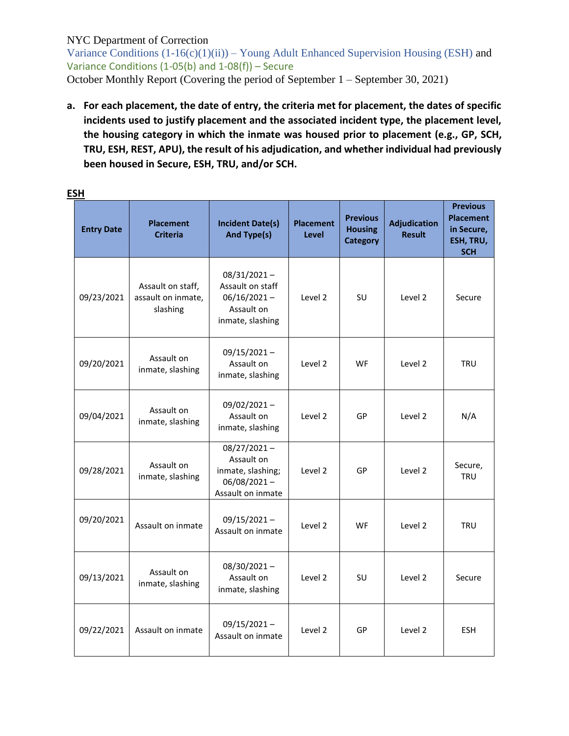NYC Department of Correction

Variance Conditions (1-16(c)(1)(ii)) – Young Adult Enhanced Supervision Housing (ESH) and Variance Conditions (1-05(b) and 1-08(f)) – Secure

October Monthly Report (Covering the period of September 1 – September 30, 2021)

**a. For each placement, the date of entry, the criteria met for placement, the dates of specific incidents used to justify placement and the associated incident type, the placement level, the housing category in which the inmate was housed prior to placement (e.g., GP, SCH, TRU, ESH, REST, APU), the result of his adjudication, and whether individual had previously been housed in Secure, ESH, TRU, and/or SCH.**

**ESH**

| Entry Date | Placement Criteria | Incident Date(s) And Type(s) | Placement Level | Previous Housing Category | Adjudication Result | Previous Placement in Secure, ESH, TRU, SCH |
|---|---|---|---|---|---|---|
| 09/23/2021 | Assault on staff, assault on inmate, slashing | 08/31/2021 – Assault on staff 06/16/2021 – Assault on inmate, slashing | Level 2 | SU | Level 2 | Secure |
| 09/20/2021 | Assault on inmate, slashing | 09/15/2021 – Assault on inmate, slashing | Level 2 | WF | Level 2 | TRU |
| 09/04/2021 | Assault on inmate, slashing | 09/02/2021 – Assault on inmate, slashing | Level 2 | GP | Level 2 | N/A |
| 09/28/2021 | Assault on inmate, slashing | 08/27/2021 – Assault on inmate, slashing; 06/08/2021 – Assault on inmate | Level 2 | GP | Level 2 | Secure, TRU |
| 09/20/2021 | Assault on inmate | 09/15/2021 – Assault on inmate | Level 2 | WF | Level 2 | TRU |
| 09/13/2021 | Assault on inmate, slashing | 08/30/2021 – Assault on inmate, slashing | Level 2 | SU | Level 2 | Secure |
| 09/22/2021 | Assault on inmate | 09/15/2021 – Assault on inmate | Level 2 | GP | Level 2 | ESH |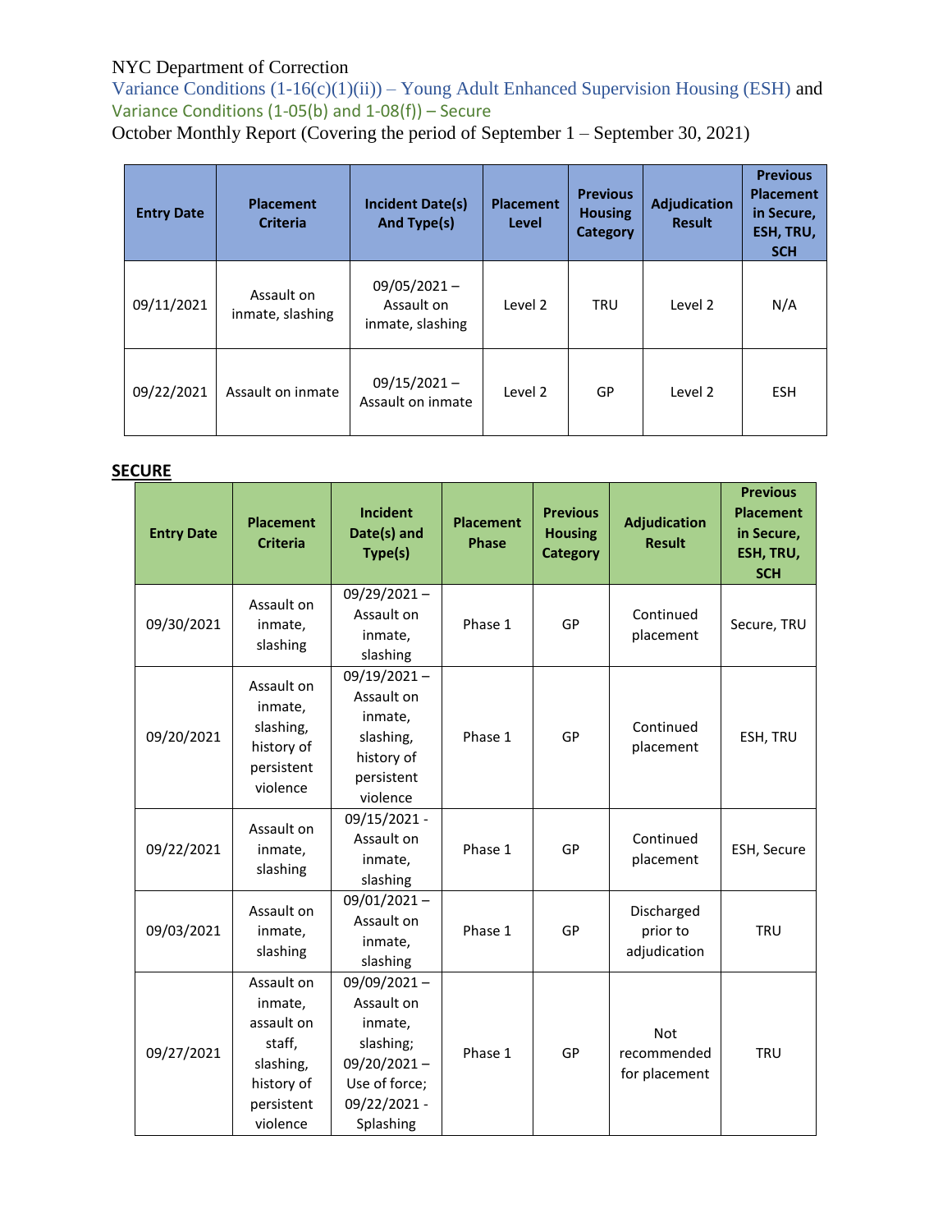NYC Department of Correction

Variance Conditions (1-16(c)(1)(ii)) – Young Adult Enhanced Supervision Housing (ESH) and Variance Conditions (1-05(b) and 1-08(f)) – Secure

October Monthly Report (Covering the period of September 1 – September 30, 2021)

| Entry Date | Placement Criteria | Incident Date(s) And Type(s) | Placement Level | Previous Housing Category | Adjudication Result | Previous Placement in Secure, ESH, TRU, SCH |
|---|---|---|---|---|---|---|
| 09/11/2021 | Assault on inmate, slashing | 09/05/2021 – Assault on inmate, slashing | Level 2 | TRU | Level 2 | N/A |
| 09/22/2021 | Assault on inmate | 09/15/2021 – Assault on inmate | Level 2 | GP | Level 2 | ESH |

## SECURE

| Entry Date | Placement Criteria | Incident Date(s) and Type(s) | Placement Phase | Previous Housing Category | Adjudication Result | Previous Placement in Secure, ESH, TRU, SCH |
|---|---|---|---|---|---|---|
| 09/30/2021 | Assault on inmate, slashing | 09/29/2021 – Assault on inmate, slashing | Phase 1 | GP | Continued placement | Secure, TRU |
| 09/20/2021 | Assault on inmate, slashing, history of persistent violence | 09/19/2021 – Assault on inmate, slashing, history of persistent violence | Phase 1 | GP | Continued placement | ESH, TRU |
| 09/22/2021 | Assault on inmate, slashing | 09/15/2021 - Assault on inmate, slashing | Phase 1 | GP | Continued placement | ESH, Secure |
| 09/03/2021 | Assault on inmate, slashing | 09/01/2021 – Assault on inmate, slashing | Phase 1 | GP | Discharged prior to adjudication | TRU |
| 09/27/2021 | Assault on inmate, assault on staff, slashing, history of persistent violence | 09/09/2021 – Assault on inmate, slashing; 09/20/2021 – Use of force; 09/22/2021 - Splashing | Phase 1 | GP | Not recommended for placement | TRU |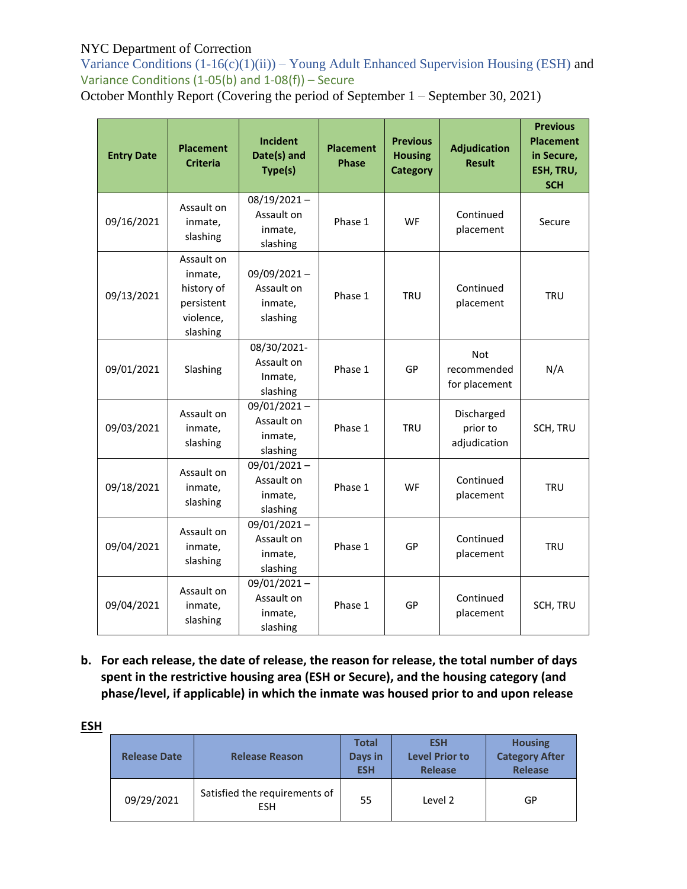NYC Department of Correction

Variance Conditions (1-16(c)(1)(ii)) – Young Adult Enhanced Supervision Housing (ESH) and Variance Conditions (1-05(b) and 1-08(f)) – Secure

October Monthly Report (Covering the period of September 1 – September 30, 2021)

| Entry Date | Placement Criteria | Incident Date(s) and Type(s) | Placement Phase | Previous Housing Category | Adjudication Result | Previous Placement in Secure, ESH, TRU, SCH |
|---|---|---|---|---|---|---|
| 09/16/2021 | Assault on inmate, slashing | 08/19/2021 – Assault on inmate, slashing | Phase 1 | WF | Continued placement | Secure |
| 09/13/2021 | Assault on inmate, history of persistent violence, slashing | 09/09/2021 – Assault on inmate, slashing | Phase 1 | TRU | Continued placement | TRU |
| 09/01/2021 | Slashing | 08/30/2021- Assault on Inmate, slashing | Phase 1 | GP | Not recommended for placement | N/A |
| 09/03/2021 | Assault on inmate, slashing | 09/01/2021 – Assault on inmate, slashing | Phase 1 | TRU | Discharged prior to adjudication | SCH, TRU |
| 09/18/2021 | Assault on inmate, slashing | 09/01/2021 – Assault on inmate, slashing | Phase 1 | WF | Continued placement | TRU |
| 09/04/2021 | Assault on inmate, slashing | 09/01/2021 – Assault on inmate, slashing | Phase 1 | GP | Continued placement | TRU |
| 09/04/2021 | Assault on inmate, slashing | 09/01/2021 – Assault on inmate, slashing | Phase 1 | GP | Continued placement | SCH, TRU |

**b. For each release, the date of release, the reason for release, the total number of days spent in the restrictive housing area (ESH or Secure), and the housing category (and phase/level, if applicable) in which the inmate was housed prior to and upon release**

**ESH**

| Release Date | Release Reason | Total Days in ESH | ESH Level Prior to Release | Housing Category After Release |
|---|---|---|---|---|
| 09/29/2021 | Satisfied the requirements of ESH | 55 | Level 2 | GP |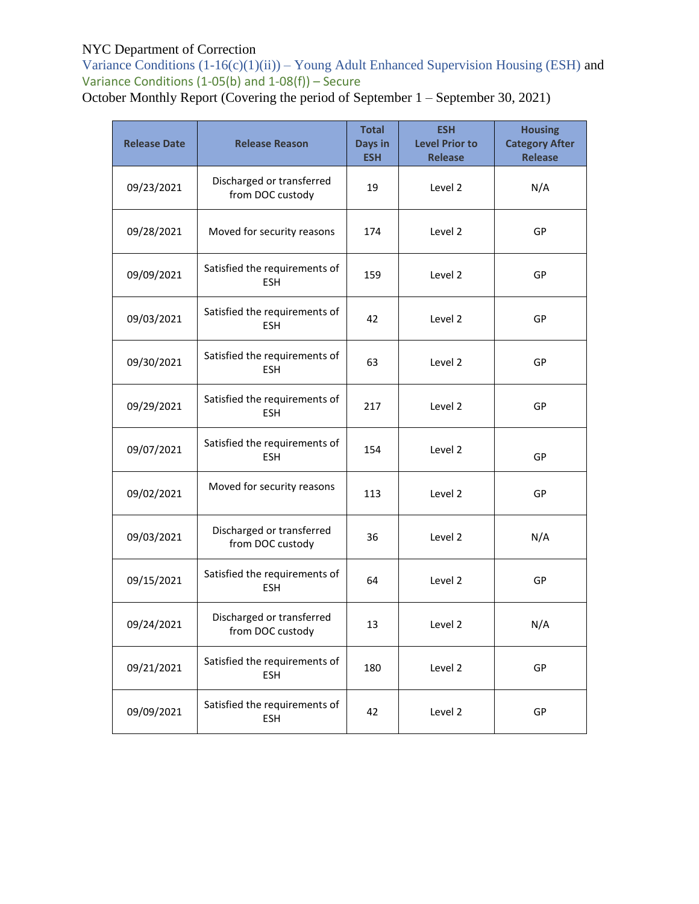NYC Department of Correction

Variance Conditions (1-16(c)(1)(ii)) – Young Adult Enhanced Supervision Housing (ESH) and Variance Conditions (1-05(b) and 1-08(f)) – Secure

October Monthly Report (Covering the period of September 1 – September 30, 2021)

| Release Date | Release Reason | Total Days in ESH | ESH Level Prior to Release | Housing Category After Release |
|---|---|---|---|---|
| 09/23/2021 | Discharged or transferred from DOC custody | 19 | Level 2 | N/A |
| 09/28/2021 | Moved for security reasons | 174 | Level 2 | GP |
| 09/09/2021 | Satisfied the requirements of ESH | 159 | Level 2 | GP |
| 09/03/2021 | Satisfied the requirements of ESH | 42 | Level 2 | GP |
| 09/30/2021 | Satisfied the requirements of ESH | 63 | Level 2 | GP |
| 09/29/2021 | Satisfied the requirements of ESH | 217 | Level 2 | GP |
| 09/07/2021 | Satisfied the requirements of ESH | 154 | Level 2 | GP |
| 09/02/2021 | Moved for security reasons | 113 | Level 2 | GP |
| 09/03/2021 | Discharged or transferred from DOC custody | 36 | Level 2 | N/A |
| 09/15/2021 | Satisfied the requirements of ESH | 64 | Level 2 | GP |
| 09/24/2021 | Discharged or transferred from DOC custody | 13 | Level 2 | N/A |
| 09/21/2021 | Satisfied the requirements of ESH | 180 | Level 2 | GP |
| 09/09/2021 | Satisfied the requirements of ESH | 42 | Level 2 | GP |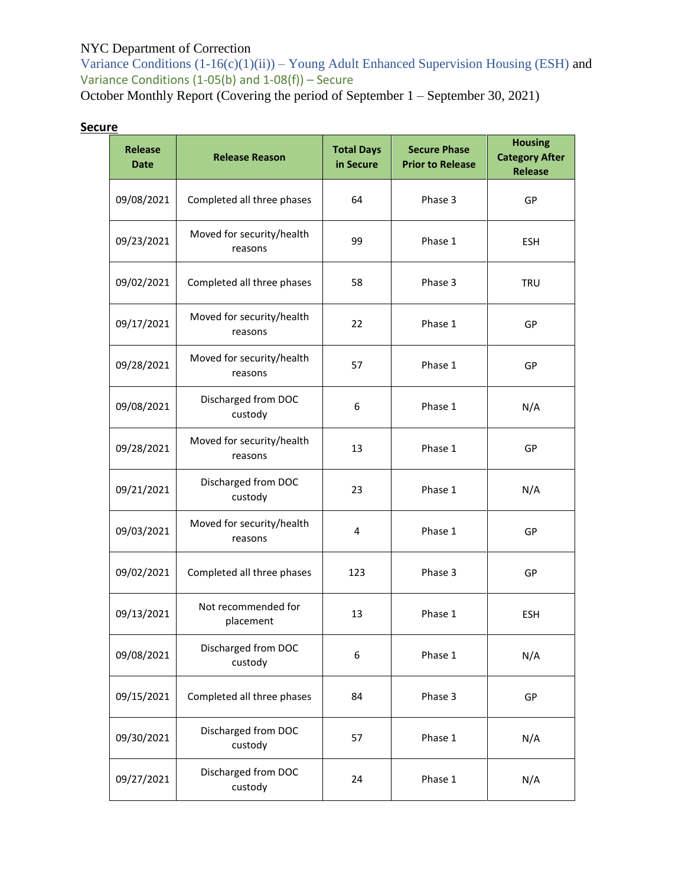NYC Department of Correction

Variance Conditions (1-16(c)(1)(ii)) – Young Adult Enhanced Supervision Housing (ESH) and

Variance Conditions (1-05(b) and 1-08(f)) – Secure

October Monthly Report (Covering the period of September 1 – September 30, 2021)

## Secure

| Release Date | Release Reason | Total Days in Secure | Secure Phase Prior to Release | Housing Category After Release |
|---|---|---|---|---|
| 09/08/2021 | Completed all three phases | 64 | Phase 3 | GP |
| 09/23/2021 | Moved for security/health reasons | 99 | Phase 1 | ESH |
| 09/02/2021 | Completed all three phases | 58 | Phase 3 | TRU |
| 09/17/2021 | Moved for security/health reasons | 22 | Phase 1 | GP |
| 09/28/2021 | Moved for security/health reasons | 57 | Phase 1 | GP |
| 09/08/2021 | Discharged from DOC custody | 6 | Phase 1 | N/A |
| 09/28/2021 | Moved for security/health reasons | 13 | Phase 1 | GP |
| 09/21/2021 | Discharged from DOC custody | 23 | Phase 1 | N/A |
| 09/03/2021 | Moved for security/health reasons | 4 | Phase 1 | GP |
| 09/02/2021 | Completed all three phases | 123 | Phase 3 | GP |
| 09/13/2021 | Not recommended for placement | 13 | Phase 1 | ESH |
| 09/08/2021 | Discharged from DOC custody | 6 | Phase 1 | N/A |
| 09/15/2021 | Completed all three phases | 84 | Phase 3 | GP |
| 09/30/2021 | Discharged from DOC custody | 57 | Phase 1 | N/A |
| 09/27/2021 | Discharged from DOC custody | 24 | Phase 1 | N/A |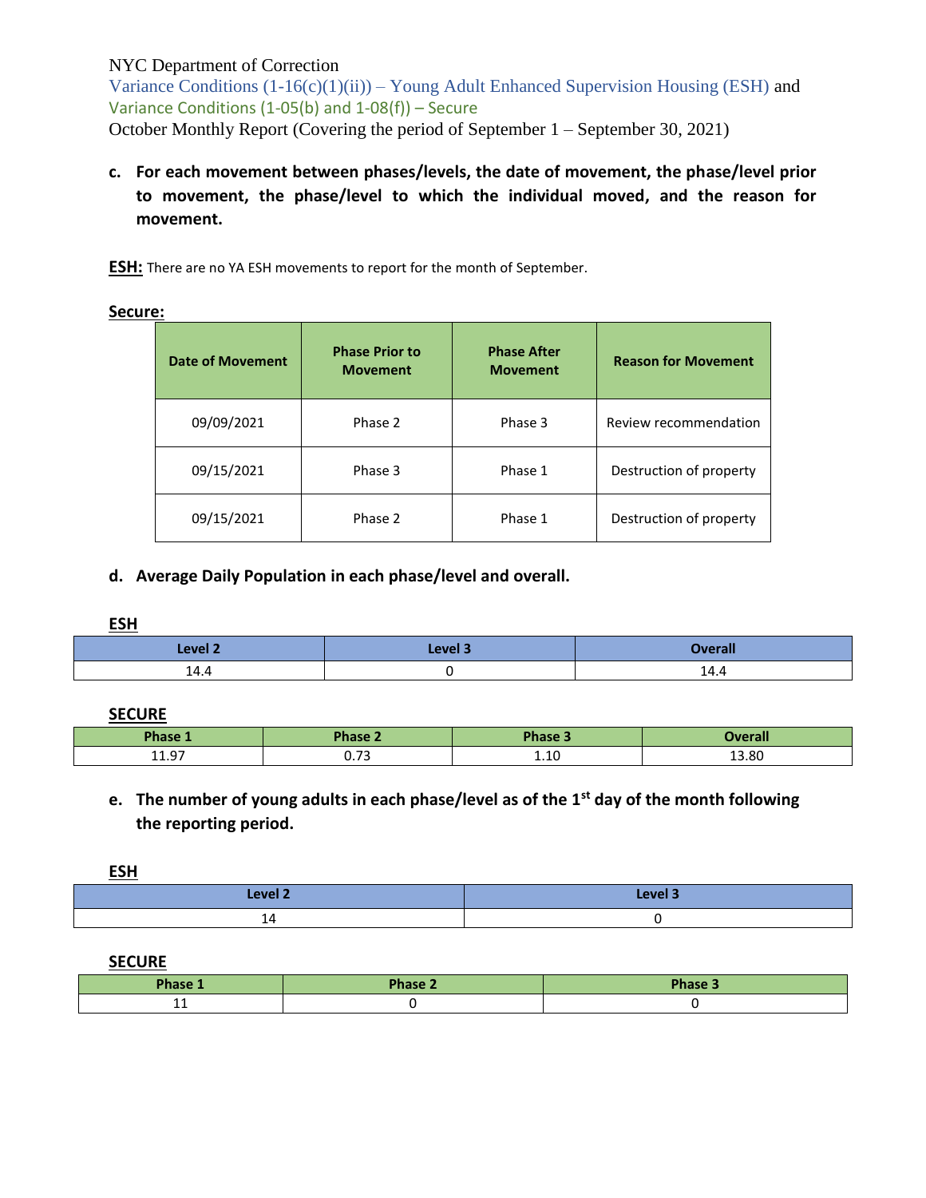NYC Department of Correction
Variance Conditions (1-16(c)(1)(ii)) – Young Adult Enhanced Supervision Housing (ESH) and
Variance Conditions (1-05(b) and 1-08(f)) – Secure
October Monthly Report (Covering the period of September 1 – September 30, 2021)

**c. For each movement between phases/levels, the date of movement, the phase/level prior to movement, the phase/level to which the individual moved, and the reason for movement.**

**ESH:** There are no YA ESH movements to report for the month of September.

**Secure:**

| Date of Movement | Phase Prior to Movement | Phase After Movement | Reason for Movement |
|---|---|---|---|
| 09/09/2021 | Phase 2 | Phase 3 | Review recommendation |
| 09/15/2021 | Phase 3 | Phase 1 | Destruction of property |
| 09/15/2021 | Phase 2 | Phase 1 | Destruction of property |

**d. Average Daily Population in each phase/level and overall.**

**ESH**

| Level 2 | Level 3 | Overall |
|---|---|---|
| 14.4 | 0 | 14.4 |

**SECURE**

| Phase 1 | Phase 2 | Phase 3 | Overall |
|---|---|---|---|
| 11.97 | 0.73 | 1.10 | 13.80 |

**e. The number of young adults in each phase/level as of the 1st day of the month following the reporting period.**

**ESH**

| Level 2 | Level 3 |
|---|---|
| 14 | 0 |

**SECURE**

| Phase 1 | Phase 2 | Phase 3 |
|---|---|---|
| 11 | 0 | 0 |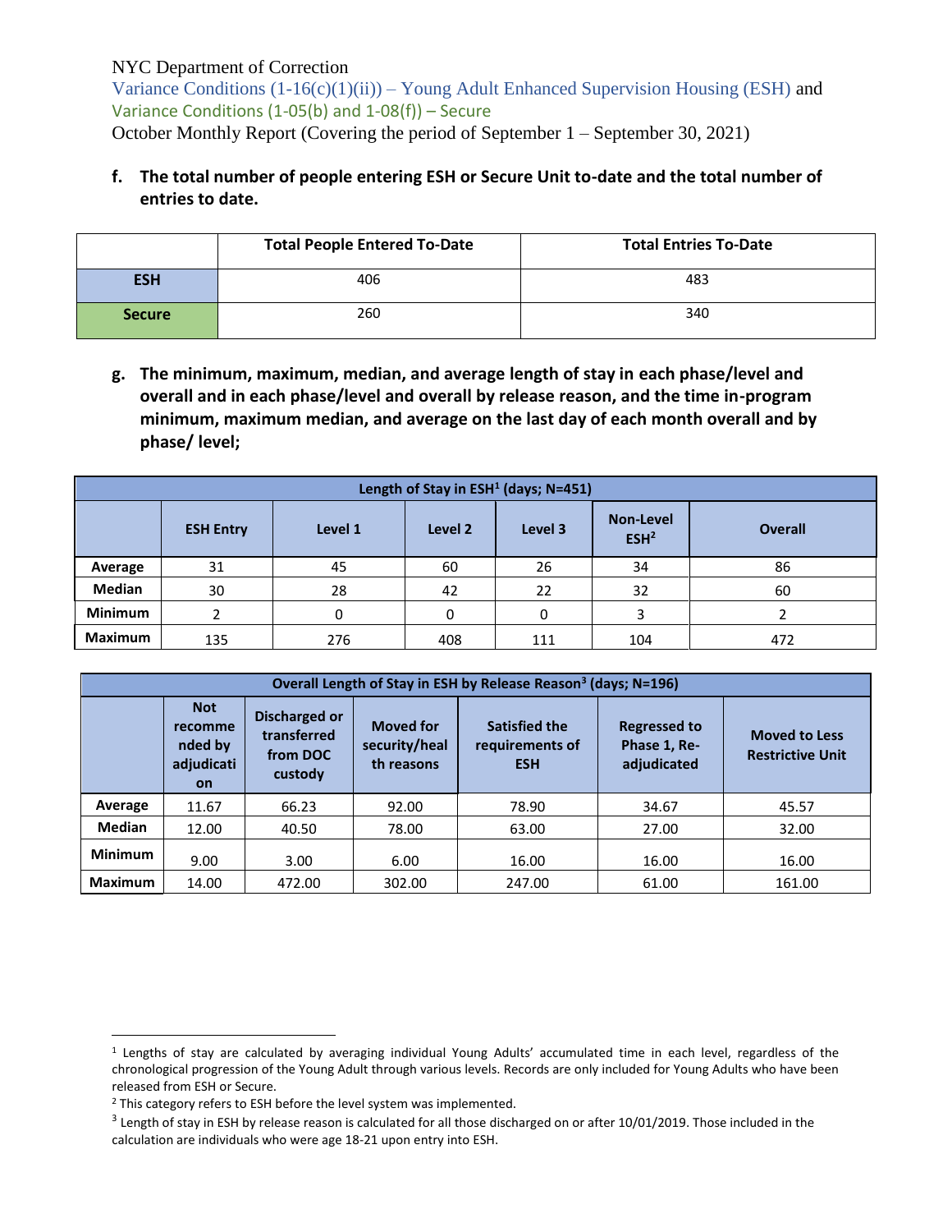NYC Department of Correction
Variance Conditions (1-16(c)(1)(ii)) – Young Adult Enhanced Supervision Housing (ESH) and
Variance Conditions (1-05(b) and 1-08(f)) – Secure
October Monthly Report (Covering the period of September 1 – September 30, 2021)

**f. The total number of people entering ESH or Secure Unit to-date and the total number of entries to date.**

| | Total People Entered To-Date | Total Entries To-Date |
|---|---|---|
| **ESH** | 406 | 483 |
| **Secure** | 260 | 340 |

**g. The minimum, maximum, median, and average length of stay in each phase/level and overall and in each phase/level and overall by release reason, and the time in-program minimum, maximum median, and average on the last day of each month overall and by phase/ level;**

| Length of Stay in ESH[1] (days; N=451) | | | | | | |
|---|---|---|---|---|---|---|
| | ESH Entry | Level 1 | Level 2 | Level 3 | Non-Level ESH[2] | Overall |
| **Average** | 31 | 45 | 60 | 26 | 34 | 86 |
| **Median** | 30 | 28 | 42 | 22 | 32 | 60 |
| **Minimum** | 2 | 0 | 0 | 0 | 3 | 2 |
| **Maximum** | 135 | 276 | 408 | 111 | 104 | 472 |

| Overall Length of Stay in ESH by Release Reason[3] (days; N=196) | | | | | | |
|---|---|---|---|---|---|---|
| | Not recommended by adjudication | Discharged or transferred from DOC custody | Moved for security/health reasons | Satisfied the requirements of ESH | Regressed to Phase 1, Re-adjudicated | Moved to Less Restrictive Unit |
| **Average** | 11.67 | 66.23 | 92.00 | 78.90 | 34.67 | 45.57 |
| **Median** | 12.00 | 40.50 | 78.00 | 63.00 | 27.00 | 32.00 |
| **Minimum** | 9.00 | 3.00 | 6.00 | 16.00 | 16.00 | 16.00 |
| **Maximum** | 14.00 | 472.00 | 302.00 | 247.00 | 61.00 | 161.00 |

[1] Lengths of stay are calculated by averaging individual Young Adults' accumulated time in each level, regardless of the chronological progression of the Young Adult through various levels. Records are only included for Young Adults who have been released from ESH or Secure.

[2] This category refers to ESH before the level system was implemented.

[3] Length of stay in ESH by release reason is calculated for all those discharged on or after 10/01/2019. Those included in the calculation are individuals who were age 18-21 upon entry into ESH.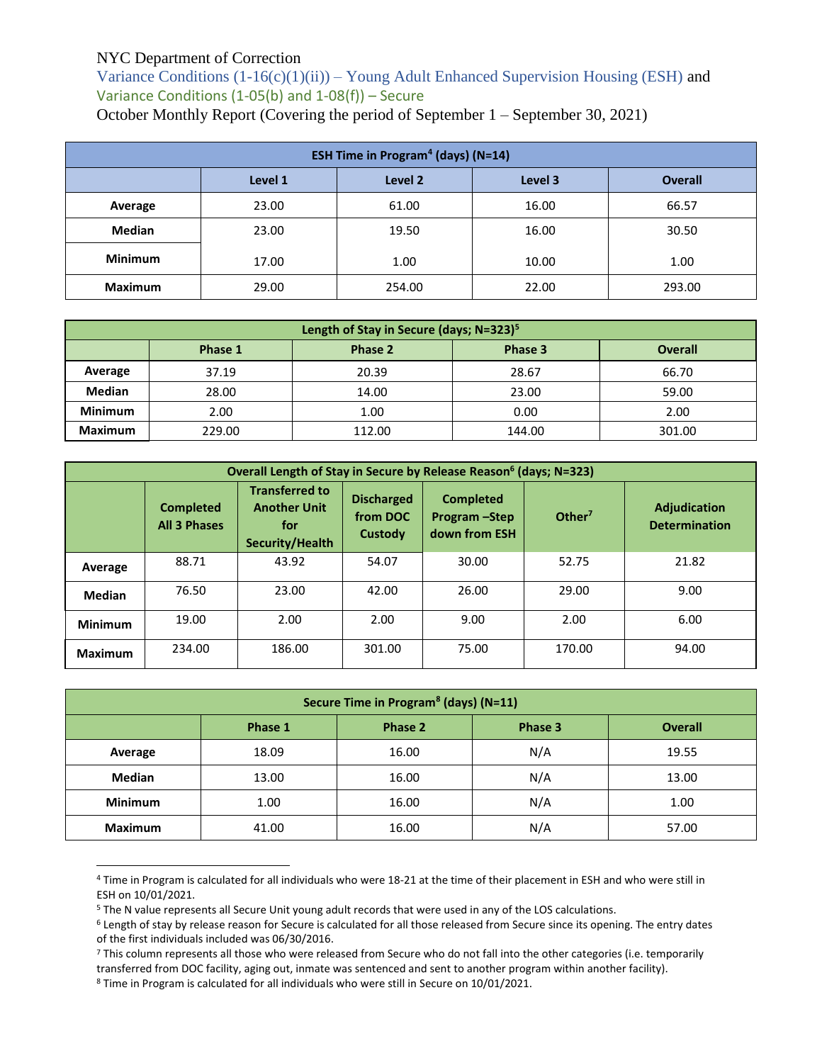NYC Department of Correction

Variance Conditions (1-16(c)(1)(ii)) – Young Adult Enhanced Supervision Housing (ESH) and Variance Conditions (1-05(b) and 1-08(f)) – Secure

October Monthly Report (Covering the period of September 1 – September 30, 2021)

| ESH Time in Program[4] (days) (N=14) | | | | |
|---|---|---|---|---|
| | **Level 1** | **Level 2** | **Level 3** | **Overall** |
| **Average** | 23.00 | 61.00 | 16.00 | 66.57 |
| **Median** | 23.00 | 19.50 | 16.00 | 30.50 |
| **Minimum** | 17.00 | 1.00 | 10.00 | 1.00 |
| **Maximum** | 29.00 | 254.00 | 22.00 | 293.00 |

| Length of Stay in Secure (days; N=323)[5] | | | | |
|---|---|---|---|---|
| | **Phase 1** | **Phase 2** | **Phase 3** | **Overall** |
| **Average** | 37.19 | 20.39 | 28.67 | 66.70 |
| **Median** | 28.00 | 14.00 | 23.00 | 59.00 |
| **Minimum** | 2.00 | 1.00 | 0.00 | 2.00 |
| **Maximum** | 229.00 | 112.00 | 144.00 | 301.00 |

| Overall Length of Stay in Secure by Release Reason[6] (days; N=323) | | | | | | |
|---|---|---|---|---|---|---|
| | **Completed All 3 Phases** | **Transferred to Another Unit for Security/Health** | **Discharged from DOC Custody** | **Completed Program –Step down from ESH** | **Other[7]** | **Adjudication Determination** |
| **Average** | 88.71 | 43.92 | 54.07 | 30.00 | 52.75 | 21.82 |
| **Median** | 76.50 | 23.00 | 42.00 | 26.00 | 29.00 | 9.00 |
| **Minimum** | 19.00 | 2.00 | 2.00 | 9.00 | 2.00 | 6.00 |
| **Maximum** | 234.00 | 186.00 | 301.00 | 75.00 | 170.00 | 94.00 |

| Secure Time in Program[8] (days) (N=11) | | | | |
|---|---|---|---|---|
| | **Phase 1** | **Phase 2** | **Phase 3** | **Overall** |
| **Average** | 18.09 | 16.00 | N/A | 19.55 |
| **Median** | 13.00 | 16.00 | N/A | 13.00 |
| **Minimum** | 1.00 | 16.00 | N/A | 1.00 |
| **Maximum** | 41.00 | 16.00 | N/A | 57.00 |

[4] Time in Program is calculated for all individuals who were 18-21 at the time of their placement in ESH and who were still in ESH on 10/01/2021.

[5] The N value represents all Secure Unit young adult records that were used in any of the LOS calculations.

[6] Length of stay by release reason for Secure is calculated for all those released from Secure since its opening. The entry dates of the first individuals included was 06/30/2016.

[7] This column represents all those who were released from Secure who do not fall into the other categories (i.e. temporarily transferred from DOC facility, aging out, inmate was sentenced and sent to another program within another facility).

[8] Time in Program is calculated for all individuals who were still in Secure on 10/01/2021.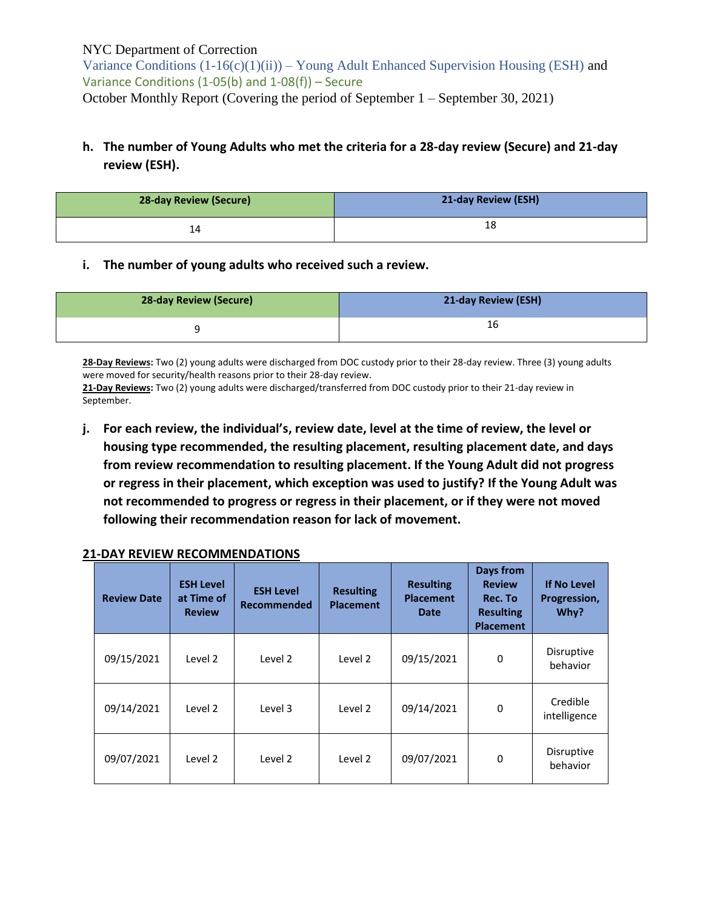NYC Department of Correction

Variance Conditions (1-16(c)(1)(ii)) – Young Adult Enhanced Supervision Housing (ESH) and Variance Conditions (1-05(b) and 1-08(f)) – Secure

October Monthly Report (Covering the period of September 1 – September 30, 2021)

**h. The number of Young Adults who met the criteria for a 28-day review (Secure) and 21-day review (ESH).**

| 28-day Review (Secure) | 21-day Review (ESH) |
|---|---|
| 14 | 18 |

**i. The number of young adults who received such a review.**

| 28-day Review (Secure) | 21-day Review (ESH) |
|---|---|
| 9 | 16 |

**28-Day Reviews:** Two (2) young adults were discharged from DOC custody prior to their 28-day review. Three (3) young adults were moved for security/health reasons prior to their 28-day review.
**21-Day Reviews:** Two (2) young adults were discharged/transferred from DOC custody prior to their 21-day review in September.

**j. For each review, the individual's, review date, level at the time of review, the level or housing type recommended, the resulting placement, resulting placement date, and days from review recommendation to resulting placement. If the Young Adult did not progress or regress in their placement, which exception was used to justify? If the Young Adult was not recommended to progress or regress in their placement, or if they were not moved following their recommendation reason for lack of movement.**

**21-DAY REVIEW RECOMMENDATIONS**

| Review Date | ESH Level at Time of Review | ESH Level Recommended | Resulting Placement | Resulting Placement Date | Days from Review Rec. To Resulting Placement | If No Level Progression, Why? |
|---|---|---|---|---|---|---|
| 09/15/2021 | Level 2 | Level 2 | Level 2 | 09/15/2021 | 0 | Disruptive behavior |
| 09/14/2021 | Level 2 | Level 3 | Level 2 | 09/14/2021 | 0 | Credible intelligence |
| 09/07/2021 | Level 2 | Level 2 | Level 2 | 09/07/2021 | 0 | Disruptive behavior |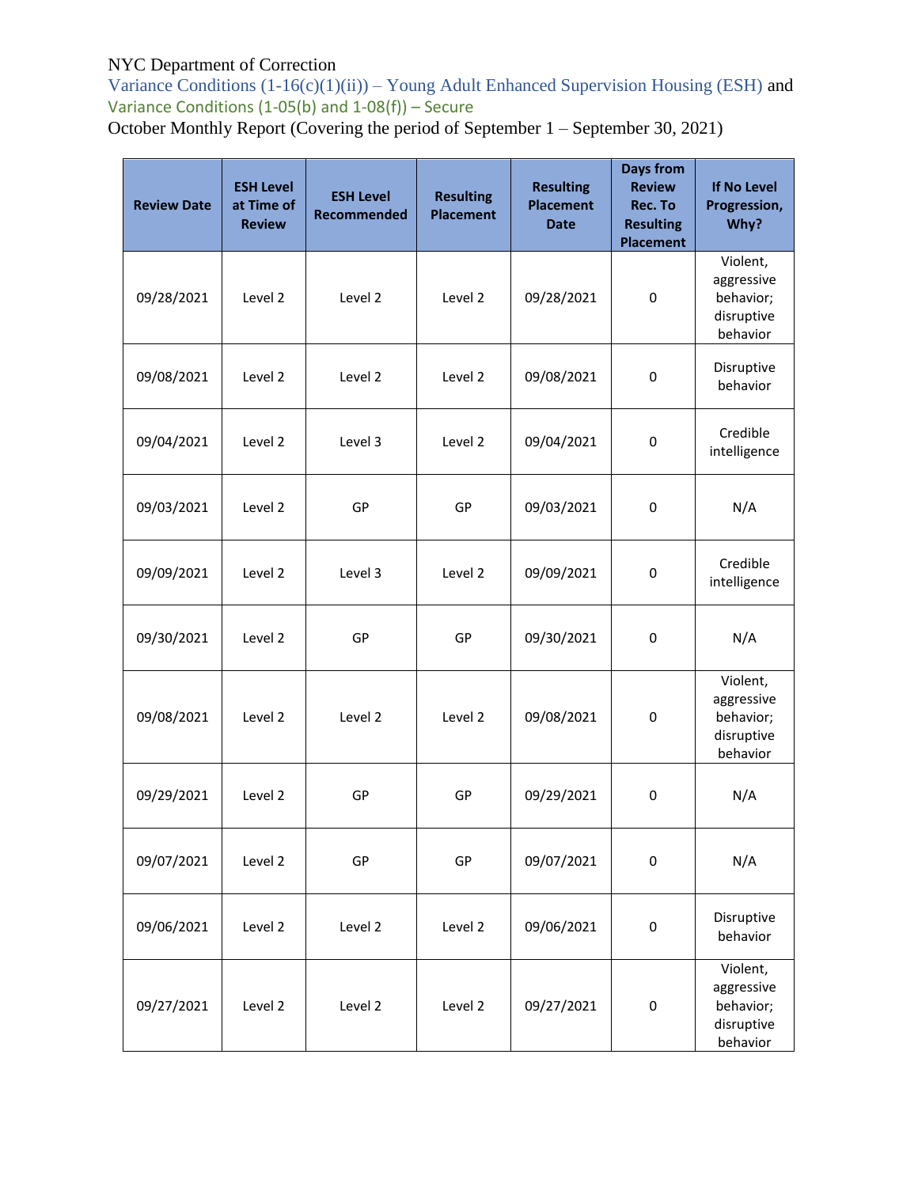NYC Department of Correction

Variance Conditions (1-16(c)(1)(ii)) – Young Adult Enhanced Supervision Housing (ESH) and Variance Conditions (1-05(b) and 1-08(f)) – Secure

October Monthly Report (Covering the period of September 1 – September 30, 2021)

| Review Date | ESH Level at Time of Review | ESH Level Recommended | Resulting Placement | Resulting Placement Date | Days from Review Rec. To Resulting Placement | If No Level Progression, Why? |
|---|---|---|---|---|---|---|
| 09/28/2021 | Level 2 | Level 2 | Level 2 | 09/28/2021 | 0 | Violent, aggressive behavior; disruptive behavior |
| 09/08/2021 | Level 2 | Level 2 | Level 2 | 09/08/2021 | 0 | Disruptive behavior |
| 09/04/2021 | Level 2 | Level 3 | Level 2 | 09/04/2021 | 0 | Credible intelligence |
| 09/03/2021 | Level 2 | GP | GP | 09/03/2021 | 0 | N/A |
| 09/09/2021 | Level 2 | Level 3 | Level 2 | 09/09/2021 | 0 | Credible intelligence |
| 09/30/2021 | Level 2 | GP | GP | 09/30/2021 | 0 | N/A |
| 09/08/2021 | Level 2 | Level 2 | Level 2 | 09/08/2021 | 0 | Violent, aggressive behavior; disruptive behavior |
| 09/29/2021 | Level 2 | GP | GP | 09/29/2021 | 0 | N/A |
| 09/07/2021 | Level 2 | GP | GP | 09/07/2021 | 0 | N/A |
| 09/06/2021 | Level 2 | Level 2 | Level 2 | 09/06/2021 | 0 | Disruptive behavior |
| 09/27/2021 | Level 2 | Level 2 | Level 2 | 09/27/2021 | 0 | Violent, aggressive behavior; disruptive behavior |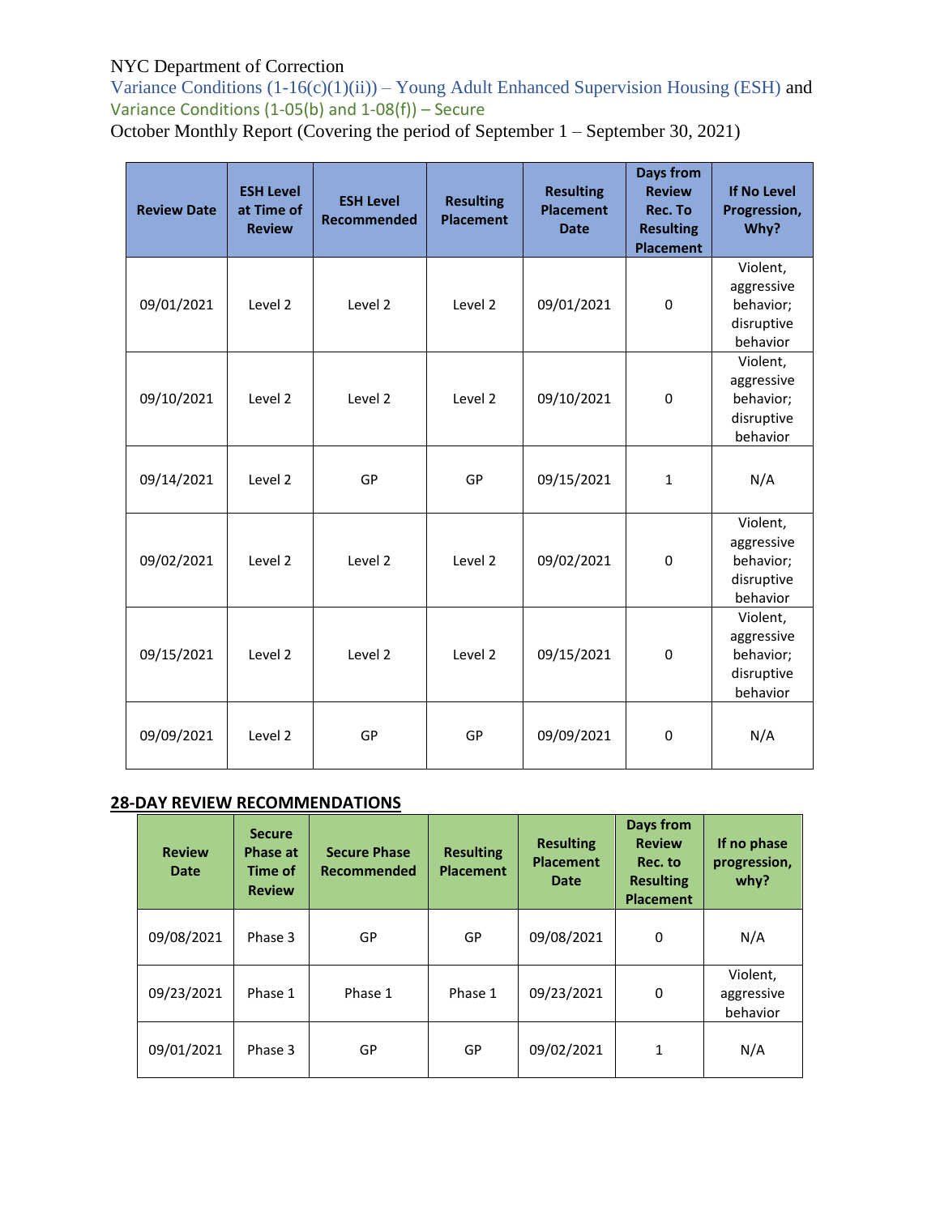NYC Department of Correction

Variance Conditions (1-16(c)(1)(ii)) – Young Adult Enhanced Supervision Housing (ESH) and

Variance Conditions (1-05(b) and 1-08(f)) – Secure

October Monthly Report (Covering the period of September 1 – September 30, 2021)

| Review Date | ESH Level at Time of Review | ESH Level Recommended | Resulting Placement | Resulting Placement Date | Days from Review Rec. To Resulting Placement | If No Level Progression, Why? |
|---|---|---|---|---|---|---|
| 09/01/2021 | Level 2 | Level 2 | Level 2 | 09/01/2021 | 0 | Violent, aggressive behavior; disruptive behavior |
| 09/10/2021 | Level 2 | Level 2 | Level 2 | 09/10/2021 | 0 | Violent, aggressive behavior; disruptive behavior |
| 09/14/2021 | Level 2 | GP | GP | 09/15/2021 | 1 | N/A |
| 09/02/2021 | Level 2 | Level 2 | Level 2 | 09/02/2021 | 0 | Violent, aggressive behavior; disruptive behavior |
| 09/15/2021 | Level 2 | Level 2 | Level 2 | 09/15/2021 | 0 | Violent, aggressive behavior; disruptive behavior |
| 09/09/2021 | Level 2 | GP | GP | 09/09/2021 | 0 | N/A |

## 28-DAY REVIEW RECOMMENDATIONS

| Review Date | Secure Phase at Time of Review | Secure Phase Recommended | Resulting Placement | Resulting Placement Date | Days from Review Rec. to Resulting Placement | If no phase progression, why? |
|---|---|---|---|---|---|---|
| 09/08/2021 | Phase 3 | GP | GP | 09/08/2021 | 0 | N/A |
| 09/23/2021 | Phase 1 | Phase 1 | Phase 1 | 09/23/2021 | 0 | Violent, aggressive behavior |
| 09/01/2021 | Phase 3 | GP | GP | 09/02/2021 | 1 | N/A |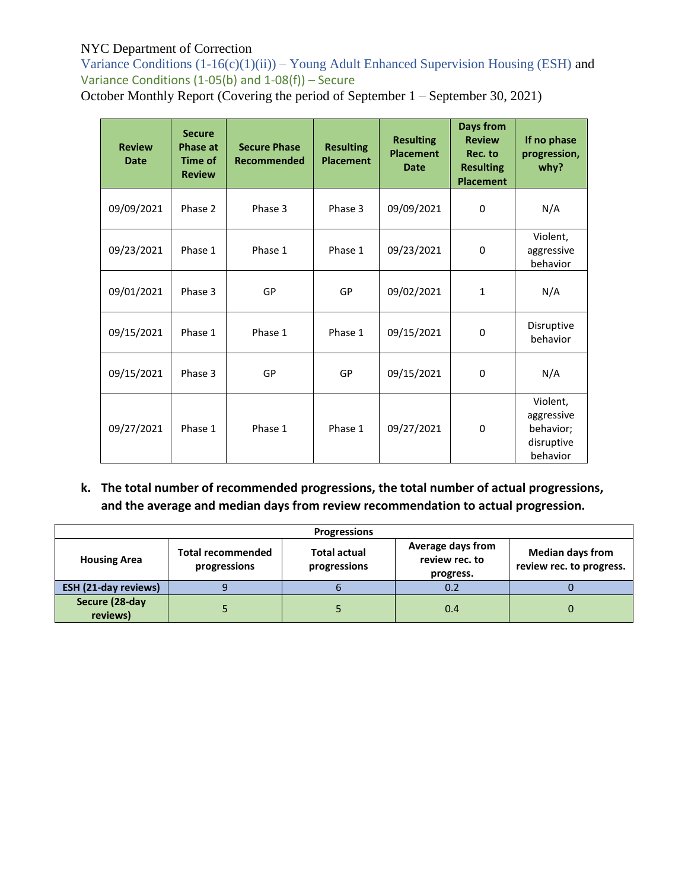NYC Department of Correction

Variance Conditions (1-16(c)(1)(ii)) – Young Adult Enhanced Supervision Housing (ESH) and Variance Conditions (1-05(b) and 1-08(f)) – Secure

October Monthly Report (Covering the period of September 1 – September 30, 2021)

| Review Date | Secure Phase at Time of Review | Secure Phase Recommended | Resulting Placement | Resulting Placement Date | Days from Review Rec. to Resulting Placement | If no phase progression, why? |
|---|---|---|---|---|---|---|
| 09/09/2021 | Phase 2 | Phase 3 | Phase 3 | 09/09/2021 | 0 | N/A |
| 09/23/2021 | Phase 1 | Phase 1 | Phase 1 | 09/23/2021 | 0 | Violent, aggressive behavior |
| 09/01/2021 | Phase 3 | GP | GP | 09/02/2021 | 1 | N/A |
| 09/15/2021 | Phase 1 | Phase 1 | Phase 1 | 09/15/2021 | 0 | Disruptive behavior |
| 09/15/2021 | Phase 3 | GP | GP | 09/15/2021 | 0 | N/A |
| 09/27/2021 | Phase 1 | Phase 1 | Phase 1 | 09/27/2021 | 0 | Violent, aggressive behavior; disruptive behavior |

**k. The total number of recommended progressions, the total number of actual progressions, and the average and median days from review recommendation to actual progression.**

| Progressions | | | | |
|---|---|---|---|---|
| **Housing Area** | **Total recommended progressions** | **Total actual progressions** | **Average days from review rec. to progress.** | **Median days from review rec. to progress.** |
| **ESH (21-day reviews)** | 9 | 6 | 0.2 | 0 |
| **Secure (28-day reviews)** | 5 | 5 | 0.4 | 0 |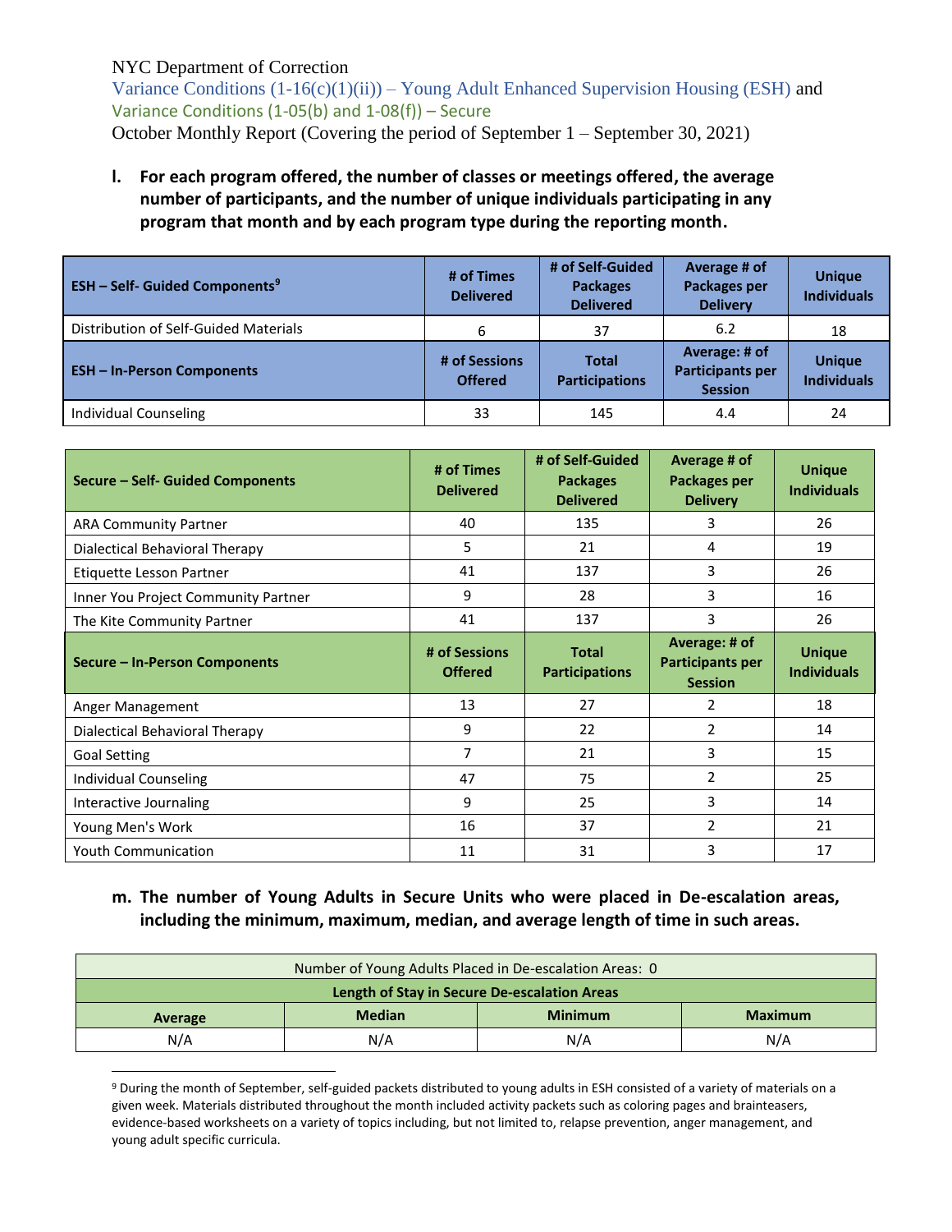NYC Department of Correction
Variance Conditions (1-16(c)(1)(ii)) – Young Adult Enhanced Supervision Housing (ESH) and Variance Conditions (1-05(b) and 1-08(f)) – Secure
October Monthly Report (Covering the period of September 1 – September 30, 2021)

**l. For each program offered, the number of classes or meetings offered, the average number of participants, and the number of unique individuals participating in any program that month and by each program type during the reporting month.**

| ESH – Self- Guided Components[9] | # of Times Delivered | # of Self-Guided Packages Delivered | Average # of Packages per Delivery | Unique Individuals |
|---|---|---|---|---|
| Distribution of Self-Guided Materials | 6 | 37 | 6.2 | 18 |
| **ESH – In-Person Components** | **# of Sessions Offered** | **Total Participations** | **Average: # of Participants per Session** | **Unique Individuals** |
| Individual Counseling | 33 | 145 | 4.4 | 24 |

| Secure – Self- Guided Components | # of Times Delivered | # of Self-Guided Packages Delivered | Average # of Packages per Delivery | Unique Individuals |
|---|---|---|---|---|
| ARA Community Partner | 40 | 135 | 3 | 26 |
| Dialectical Behavioral Therapy | 5 | 21 | 4 | 19 |
| Etiquette Lesson Partner | 41 | 137 | 3 | 26 |
| Inner You Project Community Partner | 9 | 28 | 3 | 16 |
| The Kite Community Partner | 41 | 137 | 3 | 26 |
| **Secure – In-Person Components** | **# of Sessions Offered** | **Total Participations** | **Average: # of Participants per Session** | **Unique Individuals** |
| Anger Management | 13 | 27 | 2 | 18 |
| Dialectical Behavioral Therapy | 9 | 22 | 2 | 14 |
| Goal Setting | 7 | 21 | 3 | 15 |
| Individual Counseling | 47 | 75 | 2 | 25 |
| Interactive Journaling | 9 | 25 | 3 | 14 |
| Young Men's Work | 16 | 37 | 2 | 21 |
| Youth Communication | 11 | 31 | 3 | 17 |

**m. The number of Young Adults in Secure Units who were placed in De-escalation areas, including the minimum, maximum, median, and average length of time in such areas.**

| Number of Young Adults Placed in De-escalation Areas: 0 | | | |
|---|---|---|---|
| **Length of Stay in Secure De-escalation Areas** | | | |
| **Average** | **Median** | **Minimum** | **Maximum** |
| N/A | N/A | N/A | N/A |

[9] During the month of September, self-guided packets distributed to young adults in ESH consisted of a variety of materials on a given week. Materials distributed throughout the month included activity packets such as coloring pages and brainteasers, evidence-based worksheets on a variety of topics including, but not limited to, relapse prevention, anger management, and young adult specific curricula.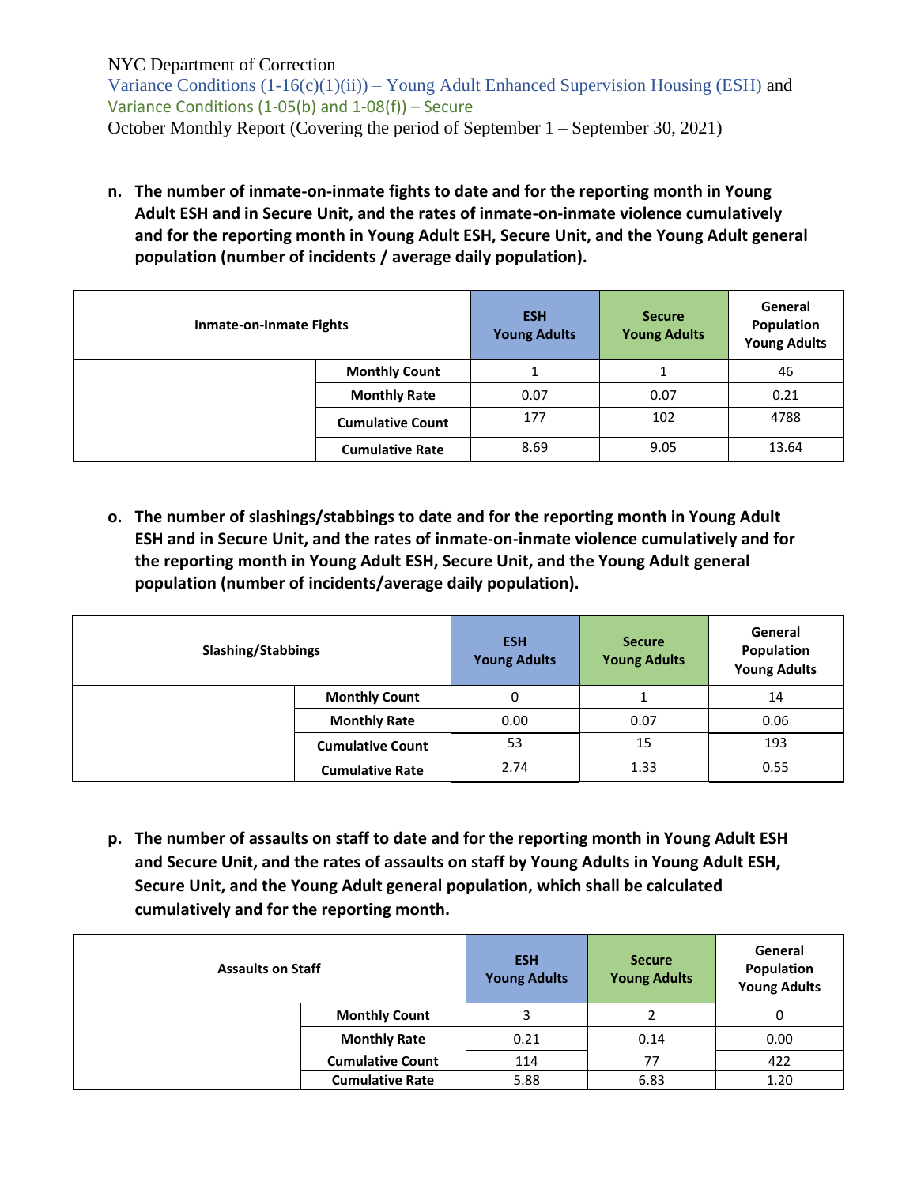NYC Department of Correction
Variance Conditions (1-16(c)(1)(ii)) – Young Adult Enhanced Supervision Housing (ESH) and
Variance Conditions (1-05(b) and 1-08(f)) – Secure
October Monthly Report (Covering the period of September 1 – September 30, 2021)

**n. The number of inmate-on-inmate fights to date and for the reporting month in Young Adult ESH and in Secure Unit, and the rates of inmate-on-inmate violence cumulatively and for the reporting month in Young Adult ESH, Secure Unit, and the Young Adult general population (number of incidents / average daily population).**

| Inmate-on-Inmate Fights | | ESH Young Adults | Secure Young Adults | General Population Young Adults |
|---|---|---|---|---|
| | **Monthly Count** | 1 | 1 | 46 |
| | **Monthly Rate** | 0.07 | 0.07 | 0.21 |
| | **Cumulative Count** | 177 | 102 | 4788 |
| | **Cumulative Rate** | 8.69 | 9.05 | 13.64 |

**o. The number of slashings/stabbings to date and for the reporting month in Young Adult ESH and in Secure Unit, and the rates of inmate-on-inmate violence cumulatively and for the reporting month in Young Adult ESH, Secure Unit, and the Young Adult general population (number of incidents/average daily population).**

| Slashing/Stabbings | | ESH Young Adults | Secure Young Adults | General Population Young Adults |
|---|---|---|---|---|
| | **Monthly Count** | 0 | 1 | 14 |
| | **Monthly Rate** | 0.00 | 0.07 | 0.06 |
| | **Cumulative Count** | 53 | 15 | 193 |
| | **Cumulative Rate** | 2.74 | 1.33 | 0.55 |

**p. The number of assaults on staff to date and for the reporting month in Young Adult ESH and Secure Unit, and the rates of assaults on staff by Young Adults in Young Adult ESH, Secure Unit, and the Young Adult general population, which shall be calculated cumulatively and for the reporting month.**

| Assaults on Staff | | ESH Young Adults | Secure Young Adults | General Population Young Adults |
|---|---|---|---|---|
| | **Monthly Count** | 3 | 2 | 0 |
| | **Monthly Rate** | 0.21 | 0.14 | 0.00 |
| | **Cumulative Count** | 114 | 77 | 422 |
| | **Cumulative Rate** | 5.88 | 6.83 | 1.20 |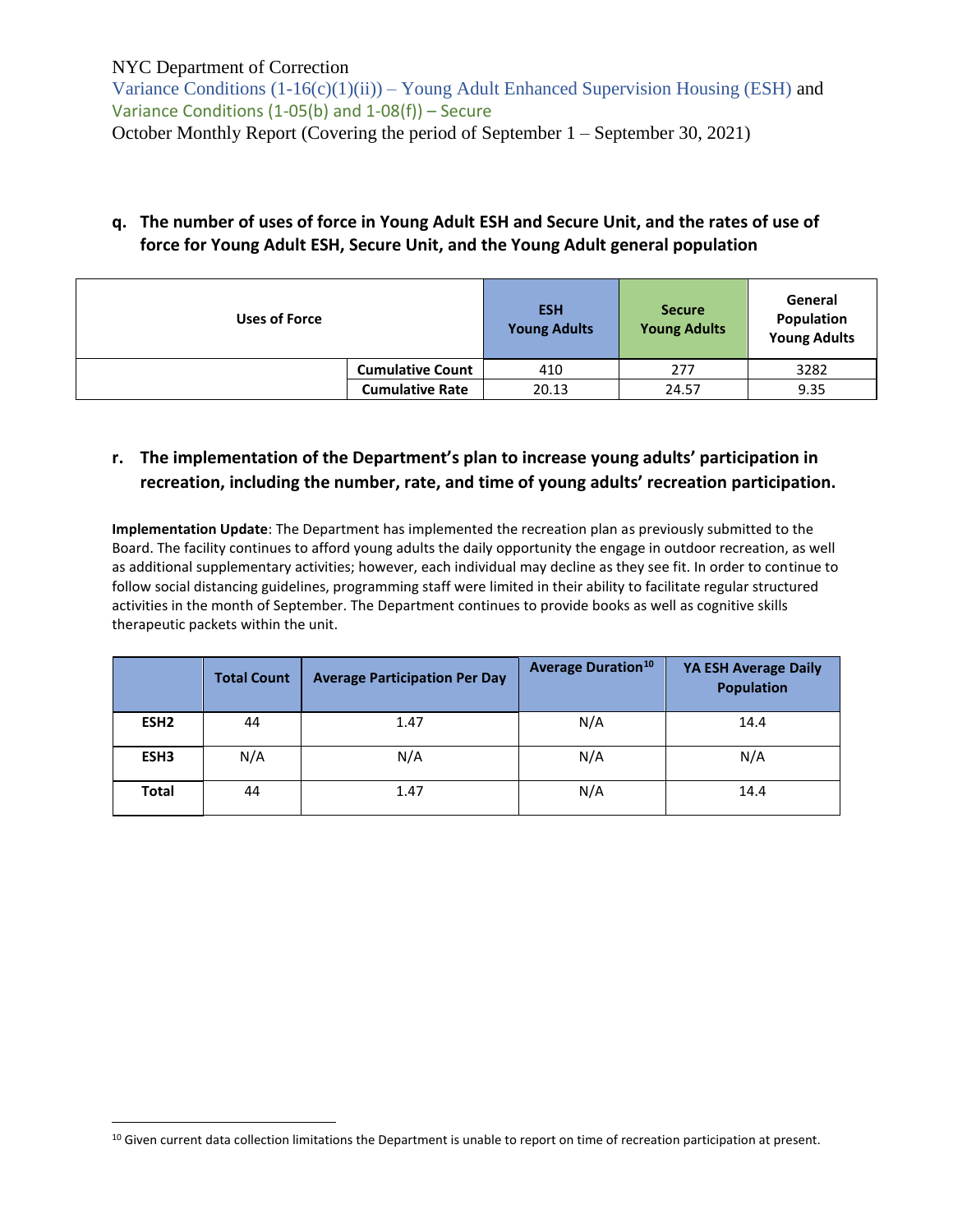**q. The number of uses of force in Young Adult ESH and Secure Unit, and the rates of use of force for Young Adult ESH, Secure Unit, and the Young Adult general population**

| Uses of Force | | ESH Young Adults | Secure Young Adults | General Population Young Adults |
|---|---|---|---|---|
| | **Cumulative Count** | 410 | 277 | 3282 |
| | **Cumulative Rate** | 20.13 | 24.57 | 9.35 |

**r. The implementation of the Department's plan to increase young adults' participation in recreation, including the number, rate, and time of young adults' recreation participation.**

**Implementation Update**: The Department has implemented the recreation plan as previously submitted to the Board. The facility continues to afford young adults the daily opportunity the engage in outdoor recreation, as well as additional supplementary activities; however, each individual may decline as they see fit. In order to continue to follow social distancing guidelines, programming staff were limited in their ability to facilitate regular structured activities in the month of September. The Department continues to provide books as well as cognitive skills therapeutic packets within the unit.

| | Total Count | Average Participation Per Day | Average Duration[10] | YA ESH Average Daily Population |
|---|---|---|---|---|
| **ESH2** | 44 | 1.47 | N/A | 14.4 |
| **ESH3** | N/A | N/A | N/A | N/A |
| **Total** | 44 | 1.47 | N/A | 14.4 |

[10] Given current data collection limitations the Department is unable to report on time of recreation participation at present.